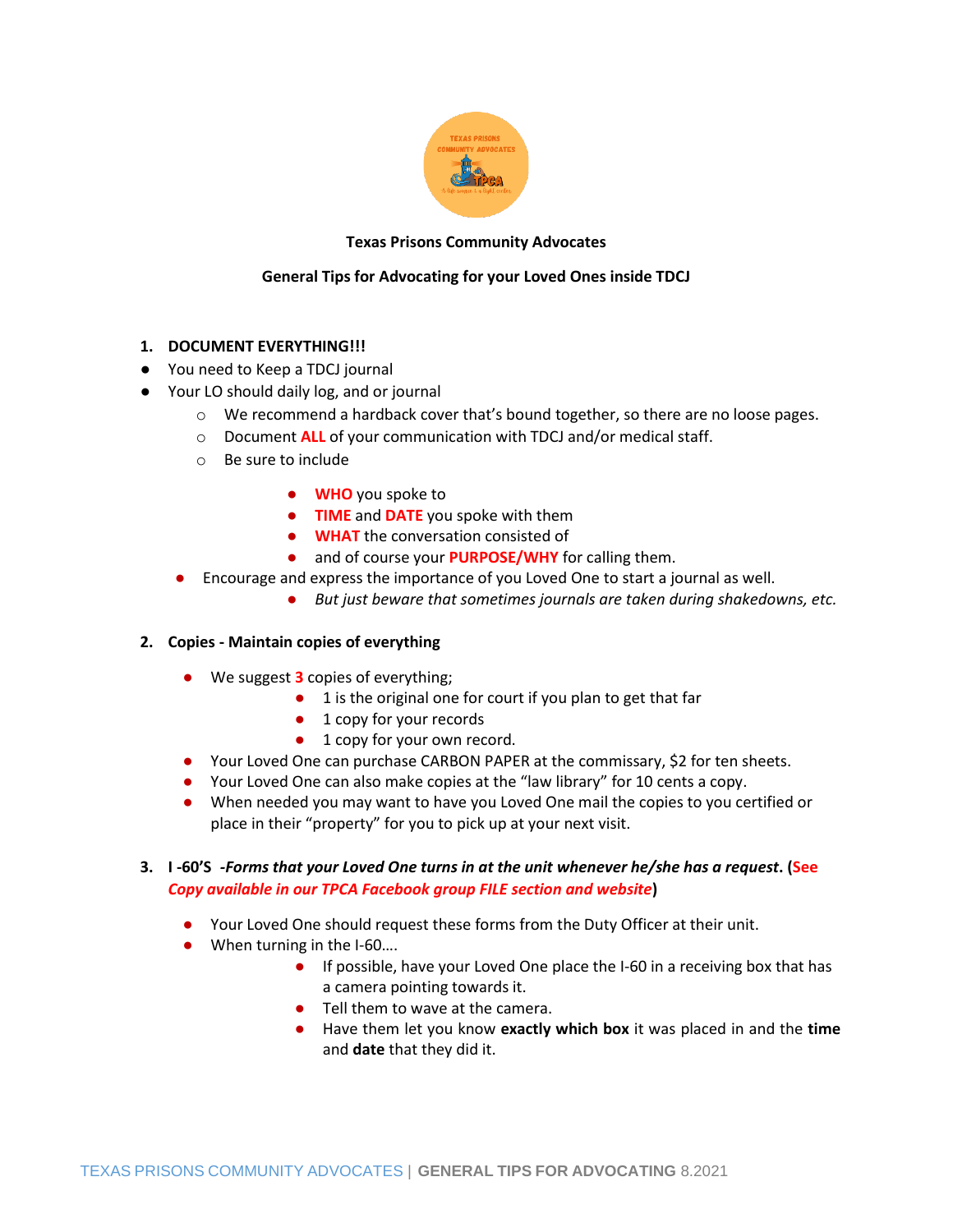**Texas Prisons Community Advocates**

**General Tips for Advocating for your Loved Ones inside TDCJ**

1. **DOCUMENT EVERYTHING!!!**

- You need to Keep a TDCJ journal
- Your LO should daily log, and or journal
  - We recommend a hardback cover that's bound together, so there are no loose pages.
  - Document **ALL** of your communication with TDCJ and/or medical staff.
  - Be sure to include
    - **WHO** you spoke to
    - **TIME** and **DATE** you spoke with them
    - **WHAT** the conversation consisted of
    - and of course your **PURPOSE/WHY** for calling them.
- Encourage and express the importance of you Loved One to start a journal as well.
  - *But just beware that sometimes journals are taken during shakedowns, etc.*

2. **Copies - Maintain copies of everything**

- We suggest **3** copies of everything;
  - 1 is the original one for court if you plan to get that far
  - 1 copy for your records
  - 1 copy for your own record.
- Your Loved One can purchase CARBON PAPER at the commissary, $2 for ten sheets.
- Your Loved One can also make copies at the "law library" for 10 cents a copy.
- When needed you may want to have you Loved One mail the copies to you certified or place in their "property" for you to pick up at your next visit.

3. **I -60'S** ***-Forms that your Loved One turns in at the unit whenever he/she has a request*****.** (***See Copy available in our TPCA Facebook group FILE section and website***)

- Your Loved One should request these forms from the Duty Officer at their unit.
- When turning in the I-60….
  - If possible, have your Loved One place the I-60 in a receiving box that has a camera pointing towards it.
  - Tell them to wave at the camera.
  - Have them let you know **exactly which box** it was placed in and the **time** and **date** that they did it.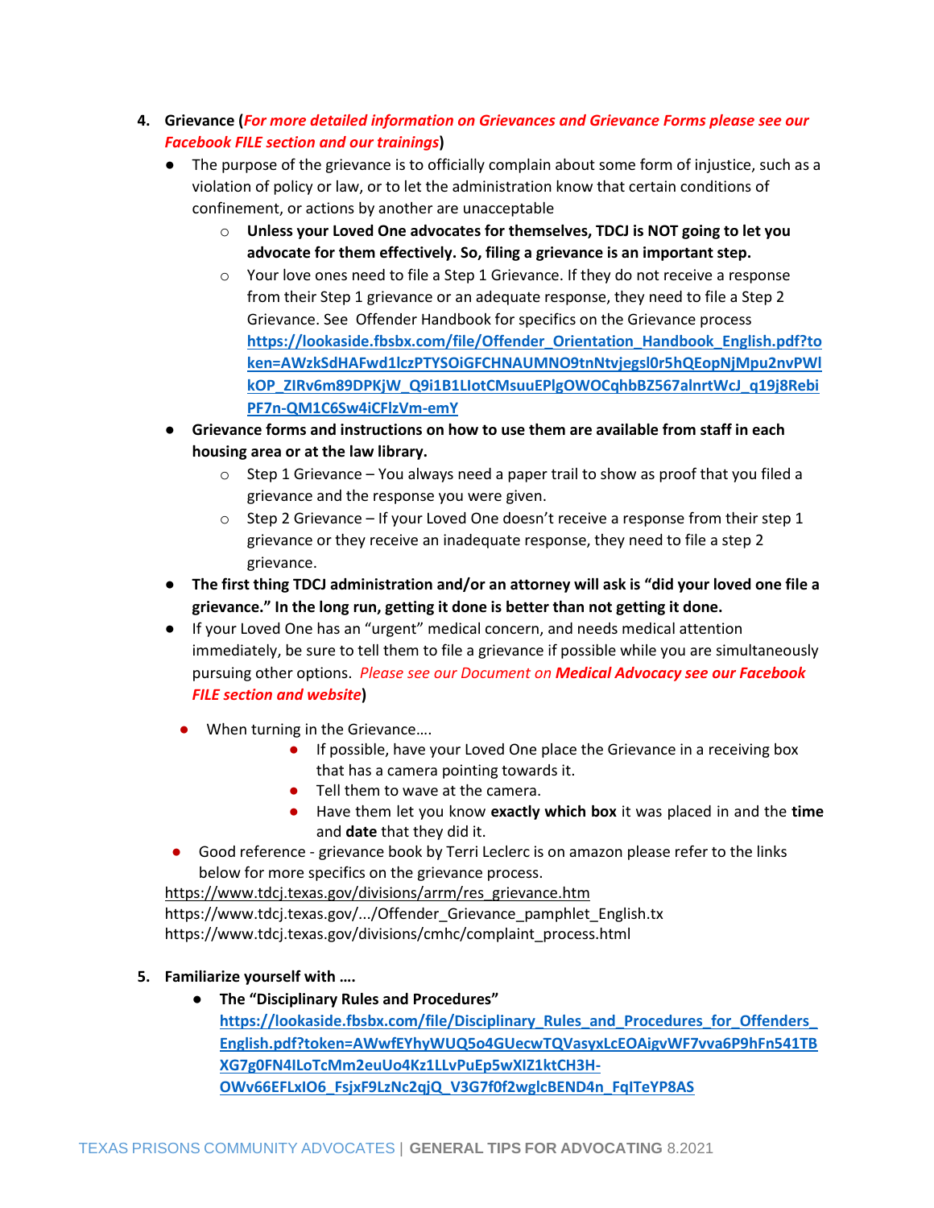4. **Grievance (*For more detailed information on Grievances and Grievance Forms please see our Facebook FILE section and our trainings*)**
   - The purpose of the grievance is to officially complain about some form of injustice, such as a violation of policy or law, or to let the administration know that certain conditions of confinement, or actions by another are unacceptable
     - **Unless your Loved One advocates for themselves, TDCJ is NOT going to let you advocate for them effectively. So, filing a grievance is an important step.**
     - Your love ones need to file a Step 1 Grievance. If they do not receive a response from their Step 1 grievance or an adequate response, they need to file a Step 2 Grievance. See Offender Handbook for specifics on the Grievance process **https://lookaside.fbsbx.com/file/Offender_Orientation_Handbook_English.pdf?token=AWzkSdHAFwd1lczPTYSOiGFCHNAUMNO9tnNtvjegsl0r5hQEopNjMpu2nvPWlkOP_ZIRv6m89DPKjW_Q9i1B1LlotCMsuuEPlgOWOCqhbBZ567alnrtWcJ_q19j8RebiPF7n-QM1C6Sw4iCFlzVm-emY**
   - **Grievance forms and instructions on how to use them are available from staff in each housing area or at the law library.**
     - Step 1 Grievance – You always need a paper trail to show as proof that you filed a grievance and the response you were given.
     - Step 2 Grievance – If your Loved One doesn't receive a response from their step 1 grievance or they receive an inadequate response, they need to file a step 2 grievance.
   - **The first thing TDCJ administration and/or an attorney will ask is "did your loved one file a grievance." In the long run, getting it done is better than not getting it done.**
   - If your Loved One has an "urgent" medical concern, and needs medical attention immediately, be sure to tell them to file a grievance if possible while you are simultaneously pursuing other options. *Please see our Document on* ***Medical Advocacy see our Facebook FILE section and website***)
   - When turning in the Grievance….
     - If possible, have your Loved One place the Grievance in a receiving box that has a camera pointing towards it.
     - Tell them to wave at the camera.
     - Have them let you know **exactly which box** it was placed in and the **time** and **date** that they did it.
   - Good reference - grievance book by Terri Leclerc is on amazon please refer to the links below for more specifics on the grievance process.

https://www.tdcj.texas.gov/divisions/arrm/res_grievance.htm
https://www.tdcj.texas.gov/.../Offender_Grievance_pamphlet_English.tx
https://www.tdcj.texas.gov/divisions/cmhc/complaint_process.html

5. **Familiarize yourself with ….**
   - **The "Disciplinary Rules and Procedures"** **https://lookaside.fbsbx.com/file/Disciplinary_Rules_and_Procedures_for_Offenders_English.pdf?token=AWwfEYhyWUQ5o4GUecwTQVasyxLcEOAigvWF7vva6P9hFn541TBXG7g0FN4ILoTcMm2euUo4Kz1LLvPuEp5wXlZ1ktCH3H-OWv66EFLxIO6_FsjxF9LzNc2qjQ_V3G7f0f2wglcBEND4n_FqITeYP8AS**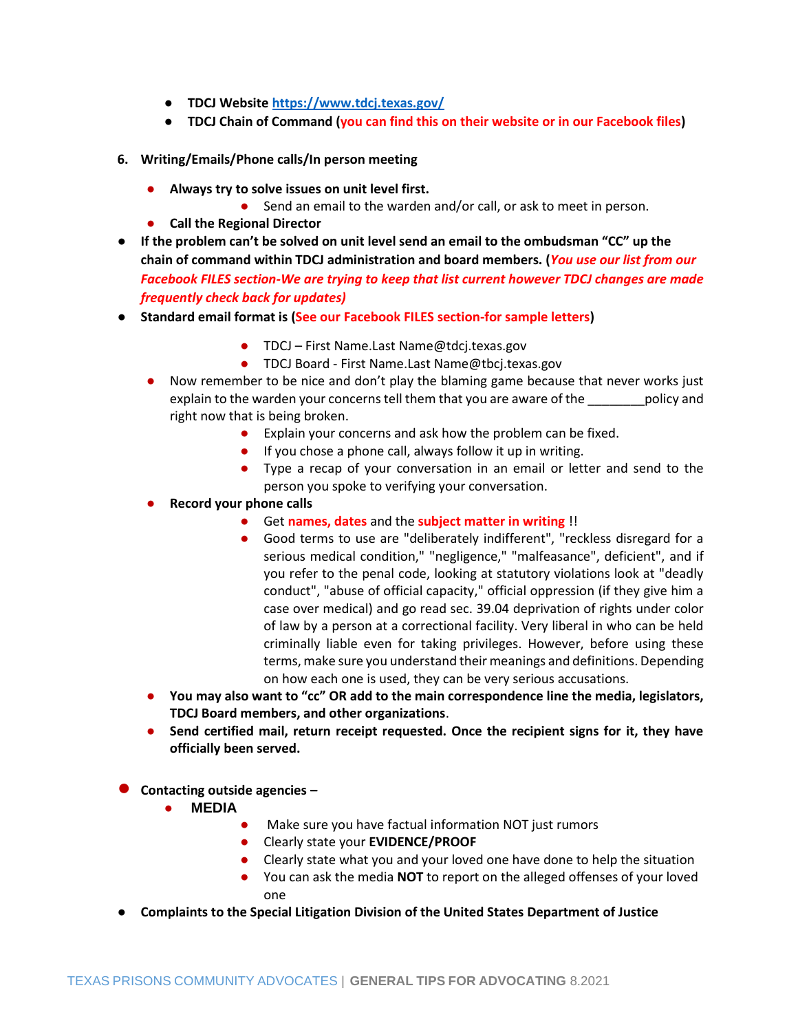- **TDCJ Website [https://www.tdcj.texas.gov/](https://www.tdcj.texas.gov/)**
- **TDCJ Chain of Command (you can find this on their website or in our Facebook files)**

6. **Writing/Emails/Phone calls/In person meeting**

   - **Always try to solve issues on unit level first.**
     - Send an email to the warden and/or call, or ask to meet in person.
   - **Call the Regional Director**

- **If the problem can't be solved on unit level send an email to the ombudsman "CC" up the chain of command within TDCJ administration and board members. (*You use our list from our Facebook FILES section-We are trying to keep that list current however TDCJ changes are made frequently check back for updates)***
- **Standard email format is (See our Facebook FILES section-for sample letters)**
  - TDCJ – First Name.Last Name@tdcj.texas.gov
  - TDCJ Board - First Name.Last Name@tbcj.texas.gov
  - Now remember to be nice and don't play the blaming game because that never works just explain to the warden your concerns tell them that you are aware of the ________policy and right now that is being broken.
    - Explain your concerns and ask how the problem can be fixed.
    - If you chose a phone call, always follow it up in writing.
    - Type a recap of your conversation in an email or letter and send to the person you spoke to verifying your conversation.
  - **Record your phone calls**
    - Get **names, dates** and the **subject matter in writing** !!
    - Good terms to use are "deliberately indifferent", "reckless disregard for a serious medical condition," "negligence," "malfeasance", deficient", and if you refer to the penal code, looking at statutory violations look at "deadly conduct", "abuse of official capacity," official oppression (if they give him a case over medical) and go read sec. 39.04 deprivation of rights under color of law by a person at a correctional facility. Very liberal in who can be held criminally liable even for taking privileges. However, before using these terms, make sure you understand their meanings and definitions. Depending on how each one is used, they can be very serious accusations.
  - **You may also want to "cc" OR add to the main correspondence line the media, legislators, TDCJ Board members, and other organizations**.
  - **Send certified mail, return receipt requested. Once the recipient signs for it, they have officially been served.**

- **Contacting outside agencies –**
  - **MEDIA**
    - Make sure you have factual information NOT just rumors
    - Clearly state your **EVIDENCE/PROOF**
    - Clearly state what you and your loved one have done to help the situation
    - You can ask the media **NOT** to report on the alleged offenses of your loved one
- **Complaints to the Special Litigation Division of the United States Department of Justice**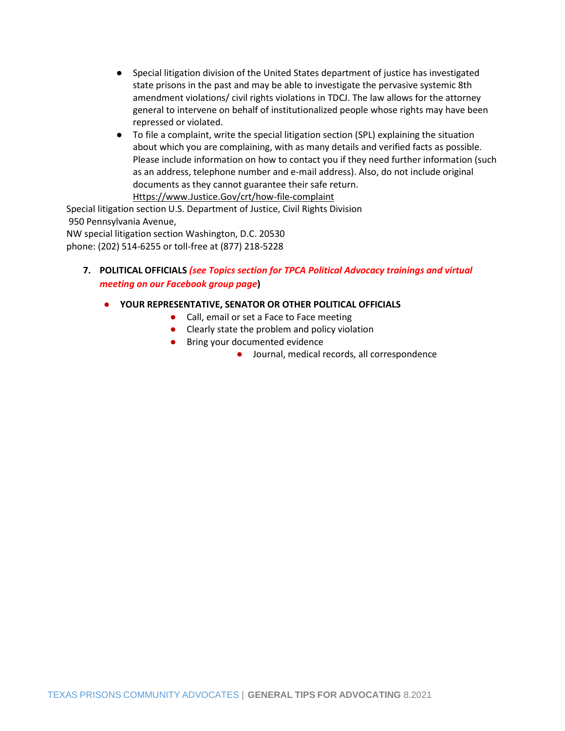- Special litigation division of the United States department of justice has investigated state prisons in the past and may be able to investigate the pervasive systemic 8th amendment violations/ civil rights violations in TDCJ. The law allows for the attorney general to intervene on behalf of institutionalized people whose rights may have been repressed or violated.
- To file a complaint, write the special litigation section (SPL) explaining the situation about which you are complaining, with as many details and verified facts as possible. Please include information on how to contact you if they need further information (such as an address, telephone number and e-mail address). Also, do not include original documents as they cannot guarantee their safe return. Https://www.Justice.Gov/crt/how-file-complaint

Special litigation section U.S. Department of Justice, Civil Rights Division
950 Pennsylvania Avenue,
NW special litigation section Washington, D.C. 20530
phone: (202) 514-6255 or toll-free at (877) 218-5228

7. **POLITICAL OFFICIALS** ***(see Topics section for TPCA Political Advocacy trainings and virtual meeting on our Facebook group page*****)**

- **YOUR REPRESENTATIVE, SENATOR OR OTHER POLITICAL OFFICIALS**
  - Call, email or set a Face to Face meeting
  - Clearly state the problem and policy violation
  - Bring your documented evidence
    - Journal, medical records, all correspondence